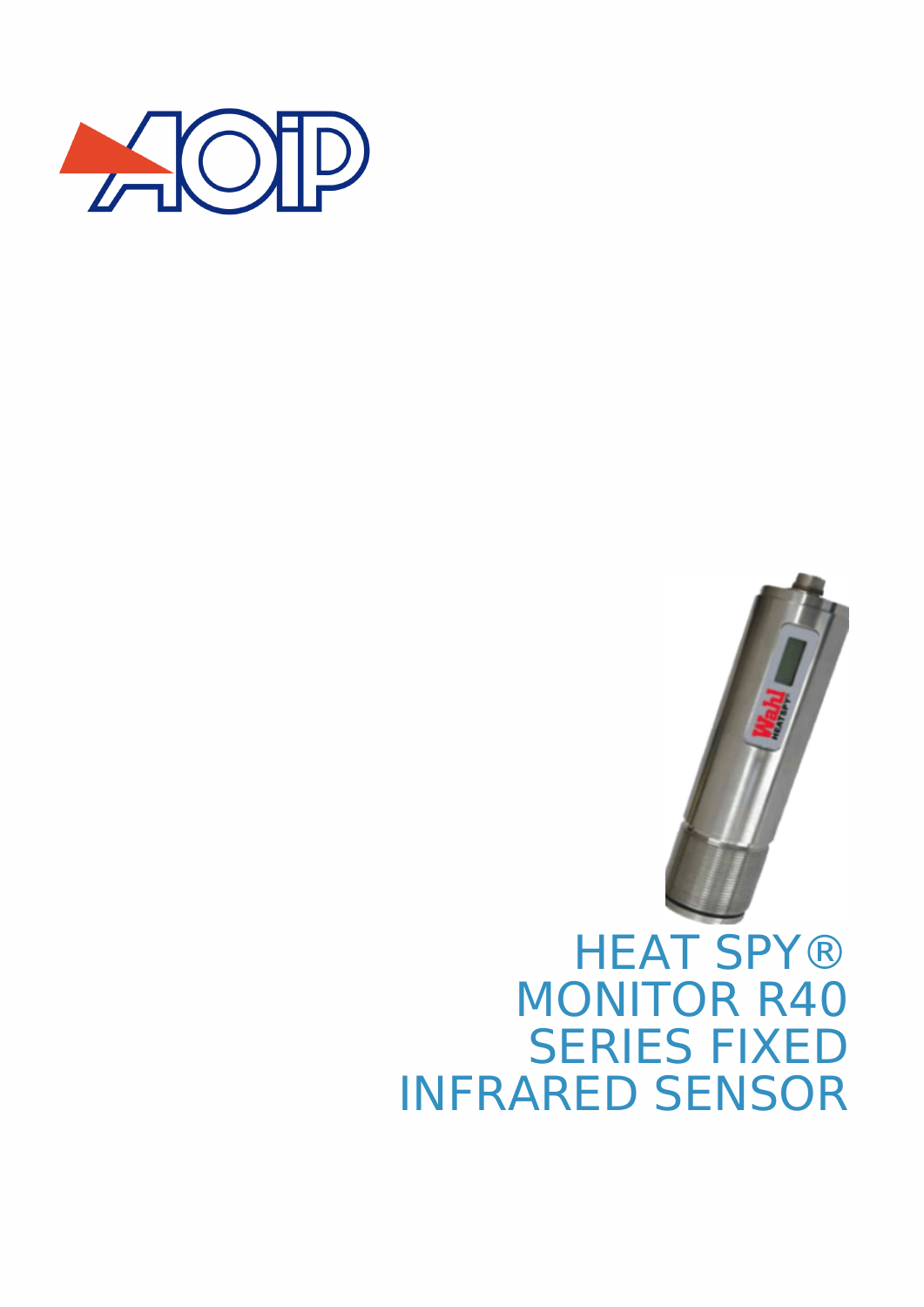# HEAT SPY® MONITOR R40 SERIES FIXED INFRARED SENSOR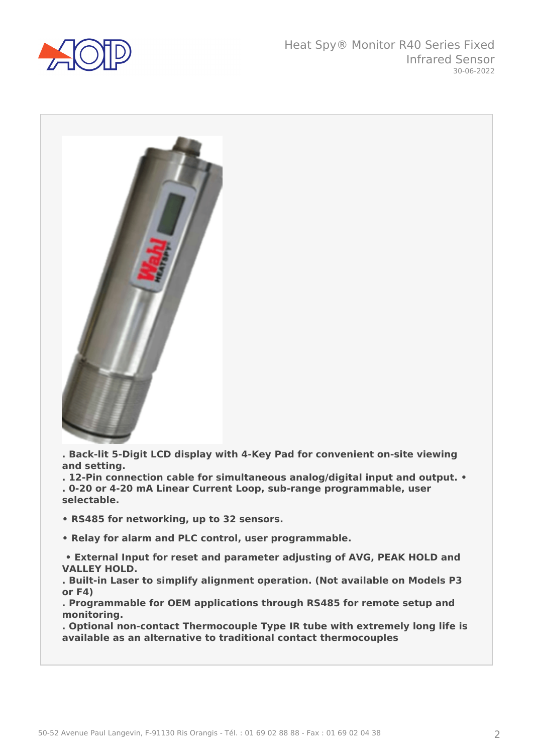**. Back-lit 5-Digit LCD display with 4-Key Pad for convenient on-site viewing and setting.**
**. 12-Pin connection cable for simultaneous analog/digital input and output. •**
**. 0-20 or 4-20 mA Linear Current Loop, sub-range programmable, user selectable.**

**• RS485 for networking, up to 32 sensors.**

**• Relay for alarm and PLC control, user programmable.**

**• External Input for reset and parameter adjusting of AVG, PEAK HOLD and VALLEY HOLD.**
**. Built-in Laser to simplify alignment operation. (Not available on Models P3 or F4)**
**. Programmable for OEM applications through RS485 for remote setup and monitoring.**
**. Optional non-contact Thermocouple Type IR tube with extremely long life is available as an alternative to traditional contact thermocouples**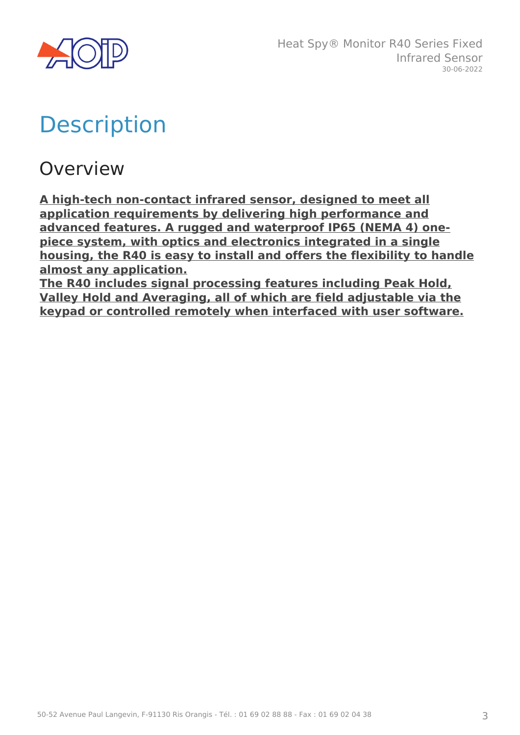# Description

## Overview

**A high-tech non-contact infrared sensor, designed to meet all application requirements by delivering high performance and advanced features. A rugged and waterproof IP65 (NEMA 4) one-piece system, with optics and electronics integrated in a single housing, the R40 is easy to install and offers the flexibility to handle almost any application.**
**The R40 includes signal processing features including Peak Hold, Valley Hold and Averaging, all of which are field adjustable via the keypad or controlled remotely when interfaced with user software.**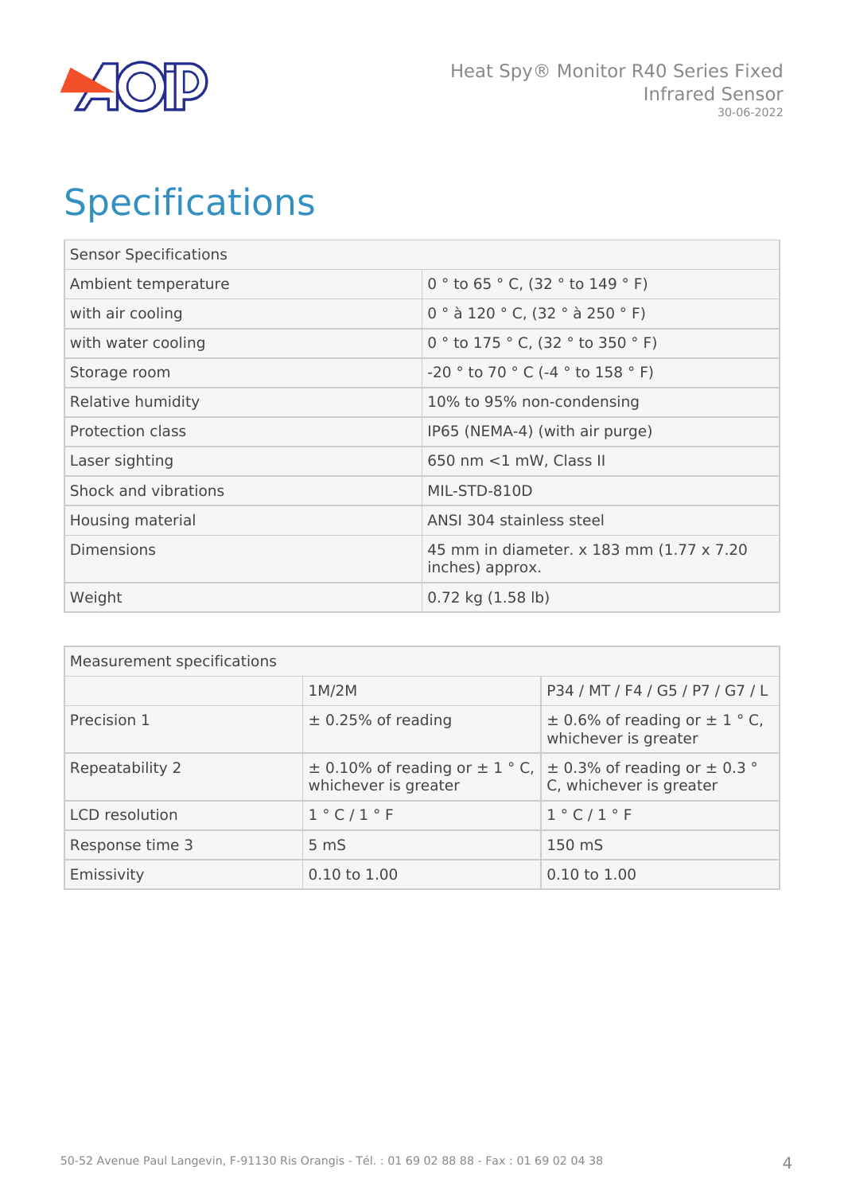# Specifications

| Sensor Specifications | |
|---|---|
| Ambient temperature | 0 ° to 65 ° C, (32 ° to 149 ° F) |
| with air cooling | 0 ° à 120 ° C, (32 ° à 250 ° F) |
| with water cooling | 0 ° to 175 ° C, (32 ° to 350 ° F) |
| Storage room | -20 ° to 70 ° C (-4 ° to 158 ° F) |
| Relative humidity | 10% to 95% non-condensing |
| Protection class | IP65 (NEMA-4) (with air purge) |
| Laser sighting | 650 nm <1 mW, Class II |
| Shock and vibrations | MIL-STD-810D |
| Housing material | ANSI 304 stainless steel |
| Dimensions | 45 mm in diameter. x 183 mm (1.77 x 7.20 inches) approx. |
| Weight | 0.72 kg (1.58 lb) |

| Measurement specifications | | |
|---|---|---|
| | 1M/2M | P34 / MT / F4 / G5 / P7 / G7 / L |
| Precision 1 | ± 0.25% of reading | ± 0.6% of reading or ± 1 ° C, whichever is greater |
| Repeatability 2 | ± 0.10% of reading or ± 1 ° C, whichever is greater | ± 0.3% of reading or ± 0.3 ° C, whichever is greater |
| LCD resolution | 1 ° C / 1 ° F | 1 ° C / 1 ° F |
| Response time 3 | 5 mS | 150 mS |
| Emissivity | 0.10 to 1.00 | 0.10 to 1.00 |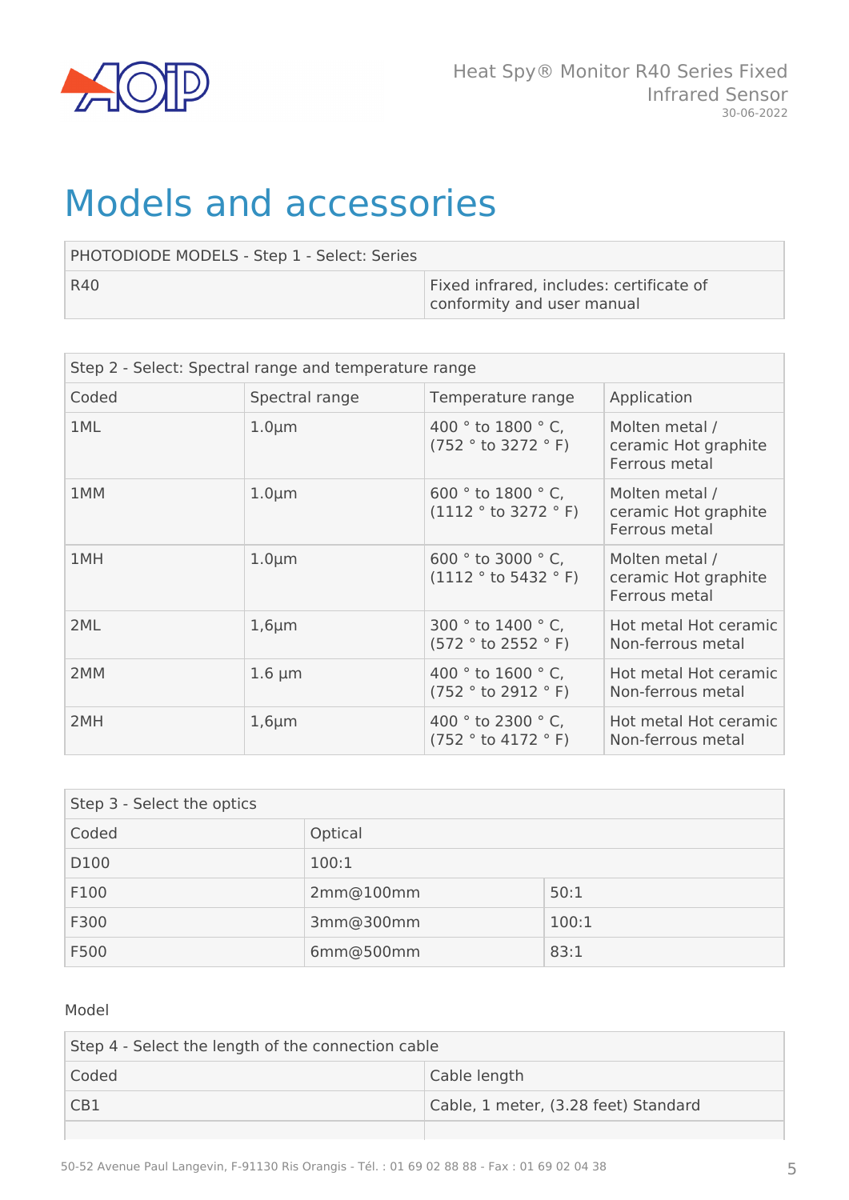# Models and accessories

| PHOTODIODE MODELS - Step 1 - Select: Series | |
|---|---|
| R40 | Fixed infrared, includes: certificate of conformity and user manual |

| Step 2 - Select: Spectral range and temperature range | | | |
|---|---|---|---|
| Coded | Spectral range | Temperature range | Application |
| 1ML | 1.0µm | 400 ° to 1800 ° C, (752 ° to 3272 ° F) | Molten metal / ceramic Hot graphite Ferrous metal |
| 1MM | 1.0µm | 600 ° to 1800 ° C, (1112 ° to 3272 ° F) | Molten metal / ceramic Hot graphite Ferrous metal |
| 1MH | 1.0µm | 600 ° to 3000 ° C, (1112 ° to 5432 ° F) | Molten metal / ceramic Hot graphite Ferrous metal |
| 2ML | 1,6µm | 300 ° to 1400 ° C, (572 ° to 2552 ° F) | Hot metal Hot ceramic Non-ferrous metal |
| 2MM | 1.6 µm | 400 ° to 1600 ° C, (752 ° to 2912 ° F) | Hot metal Hot ceramic Non-ferrous metal |
| 2MH | 1,6µm | 400 ° to 2300 ° C, (752 ° to 4172 ° F) | Hot metal Hot ceramic Non-ferrous metal |

| Step 3 - Select the optics | | |
|---|---|---|
| Coded | Optical | |
| D100 | 100:1 | |
| F100 | 2mm@100mm | 50:1 |
| F300 | 3mm@300mm | 100:1 |
| F500 | 6mm@500mm | 83:1 |

Model

| Step 4 - Select the length of the connection cable | |
|---|---|
| Coded | Cable length |
| CB1 | Cable, 1 meter, (3.28 feet) Standard |
| | |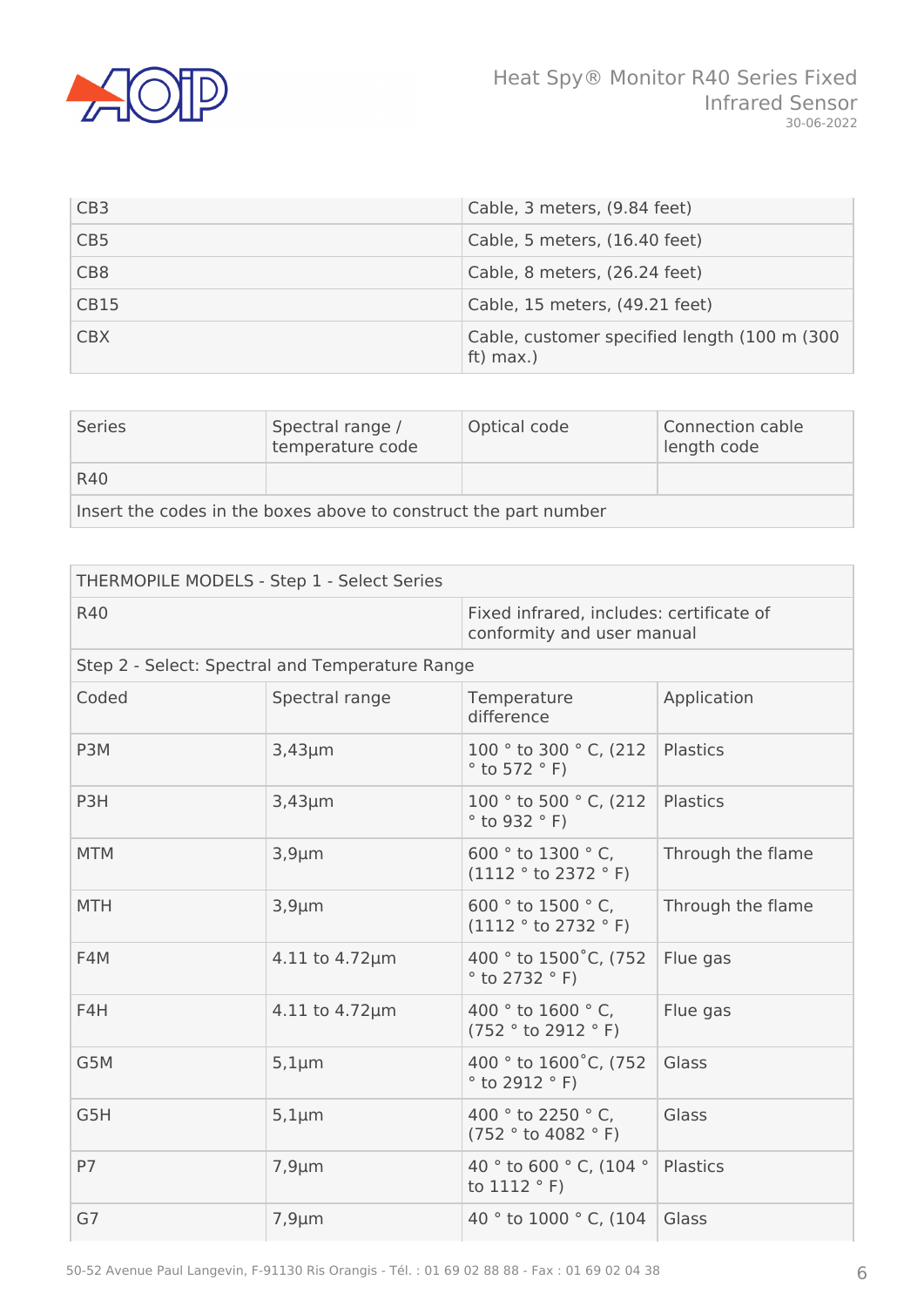| CB3 | Cable, 3 meters, (9.84 feet) |
|---|---|
| CB5 | Cable, 5 meters, (16.40 feet) |
| CB8 | Cable, 8 meters, (26.24 feet) |
| CB15 | Cable, 15 meters, (49.21 feet) |
| CBX | Cable, customer specified length (100 m (300 ft) max.) |

| Series | Spectral range / temperature code | Optical code | Connection cable length code |
|---|---|---|---|
| R40 | | | |
| Insert the codes in the boxes above to construct the part number | | | |

| THERMOPILE MODELS - Step 1 - Select Series | | | |
|---|---|---|---|
| R40 | | Fixed infrared, includes: certificate of conformity and user manual | |
| Step 2 - Select: Spectral and Temperature Range | | | |
| Coded | Spectral range | Temperature difference | Application |
| P3M | 3,43µm | 100 ° to 300 ° C, (212 ° to 572 ° F) | Plastics |
| P3H | 3,43µm | 100 ° to 500 ° C, (212 ° to 932 ° F) | Plastics |
| MTM | 3,9µm | 600 ° to 1300 ° C, (1112 ° to 2372 ° F) | Through the flame |
| MTH | 3,9µm | 600 ° to 1500 ° C, (1112 ° to 2732 ° F) | Through the flame |
| F4M | 4.11 to 4.72µm | 400 ° to 1500˚C, (752 ° to 2732 ° F) | Flue gas |
| F4H | 4.11 to 4.72µm | 400 ° to 1600 ° C, (752 ° to 2912 ° F) | Flue gas |
| G5M | 5,1µm | 400 ° to 1600˚C, (752 ° to 2912 ° F) | Glass |
| G5H | 5,1µm | 400 ° to 2250 ° C, (752 ° to 4082 ° F) | Glass |
| P7 | 7,9µm | 40 ° to 600 ° C, (104 ° to 1112 ° F) | Plastics |
| G7 | 7,9µm | 40 ° to 1000 ° C, (104 | Glass |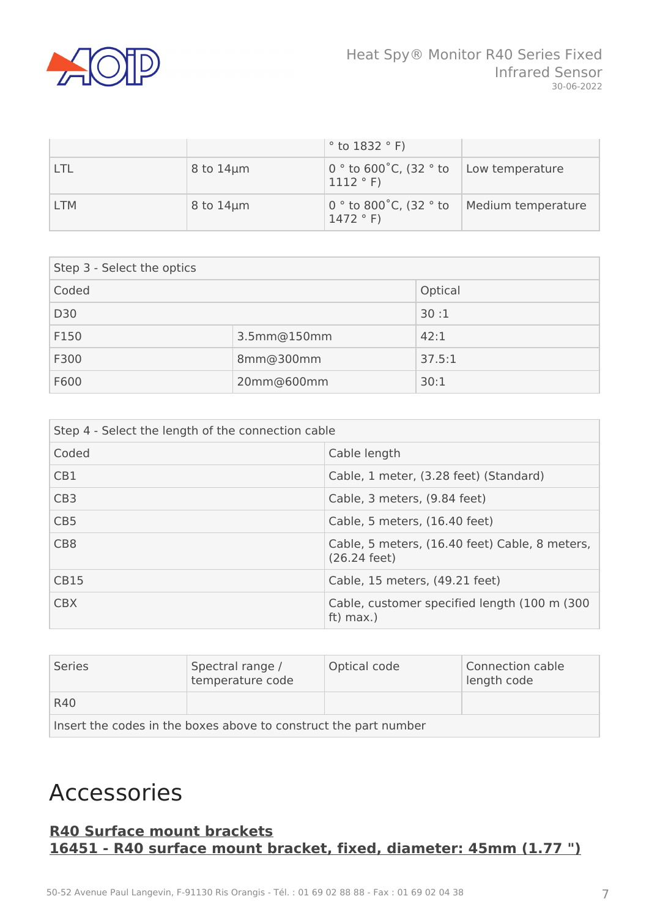|  |  | ° to 1832 ° F) |  |
|---|---|---|---|
| LTL | 8 to 14µm | 0 ° to 600˚C, (32 ° to 1112 ° F) | Low temperature |
| LTM | 8 to 14µm | 0 ° to 800˚C, (32 ° to 1472 ° F) | Medium temperature |

| Step 3 - Select the optics | | |
|---|---|---|
| Coded | | Optical |
| D30 | | 30 :1 |
| F150 | 3.5mm@150mm | 42:1 |
| F300 | 8mm@300mm | 37.5:1 |
| F600 | 20mm@600mm | 30:1 |

| Step 4 - Select the length of the connection cable | |
|---|---|
| Coded | Cable length |
| CB1 | Cable, 1 meter, (3.28 feet) (Standard) |
| CB3 | Cable, 3 meters, (9.84 feet) |
| CB5 | Cable, 5 meters, (16.40 feet) |
| CB8 | Cable, 5 meters, (16.40 feet) Cable, 8 meters, (26.24 feet) |
| CB15 | Cable, 15 meters, (49.21 feet) |
| CBX | Cable, customer specified length (100 m (300 ft) max.) |

| Series | Spectral range / temperature code | Optical code | Connection cable length code |
|---|---|---|---|
| R40 |  |  |  |
| Insert the codes in the boxes above to construct the part number | | | |

# Accessories

**R40 Surface mount brackets**
**16451 - R40 surface mount bracket, fixed, diameter: 45mm (1.77 ")**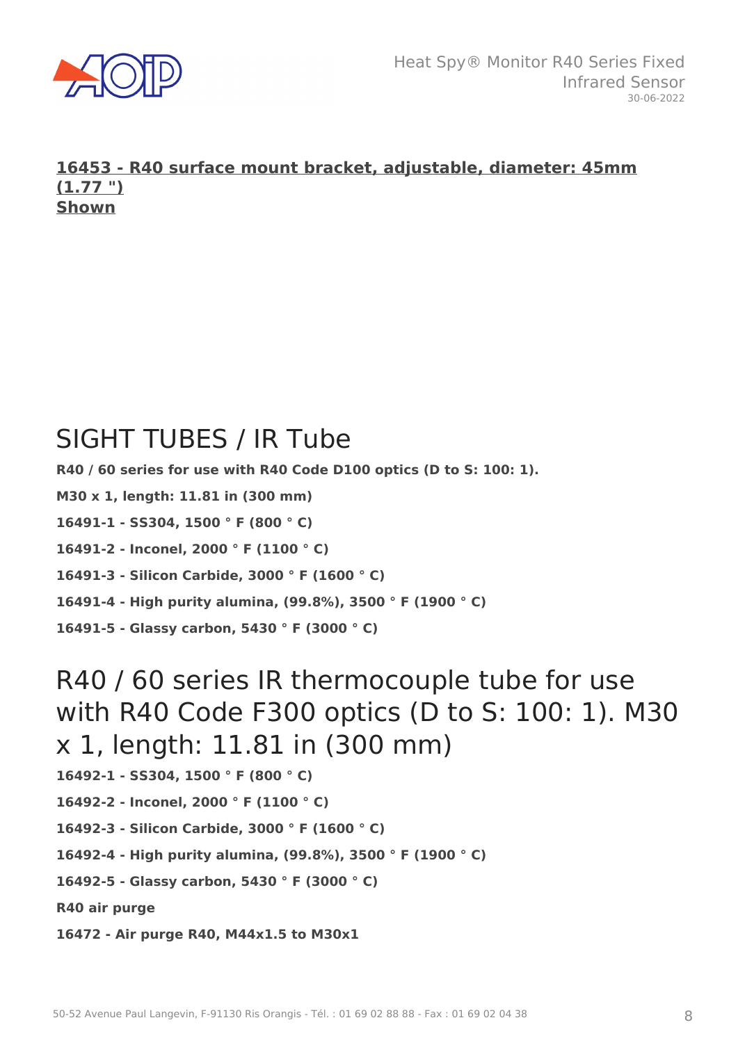**<u>16453 - R40 surface mount bracket, adjustable, diameter: 45mm (1.77 ")</u>**
**<u>Shown</u>**

# SIGHT TUBES / IR Tube

**R40 / 60 series for use with R40 Code D100 optics (D to S: 100: 1).**

**M30 x 1, length: 11.81 in (300 mm)**

**16491-1 - SS304, 1500 ° F (800 ° C)**

**16491-2 - Inconel, 2000 ° F (1100 ° C)**

**16491-3 - Silicon Carbide, 3000 ° F (1600 ° C)**

**16491-4 - High purity alumina, (99.8%), 3500 ° F (1900 ° C)**

**16491-5 - Glassy carbon, 5430 ° F (3000 ° C)**

# R40 / 60 series IR thermocouple tube for use with R40 Code F300 optics (D to S: 100: 1). M30 x 1, length: 11.81 in (300 mm)

**16492-1 - SS304, 1500 ° F (800 ° C)**

**16492-2 - Inconel, 2000 ° F (1100 ° C)**

**16492-3 - Silicon Carbide, 3000 ° F (1600 ° C)**

**16492-4 - High purity alumina, (99.8%), 3500 ° F (1900 ° C)**

**16492-5 - Glassy carbon, 5430 ° F (3000 ° C)**

**R40 air purge**

**16472 - Air purge R40, M44x1.5 to M30x1**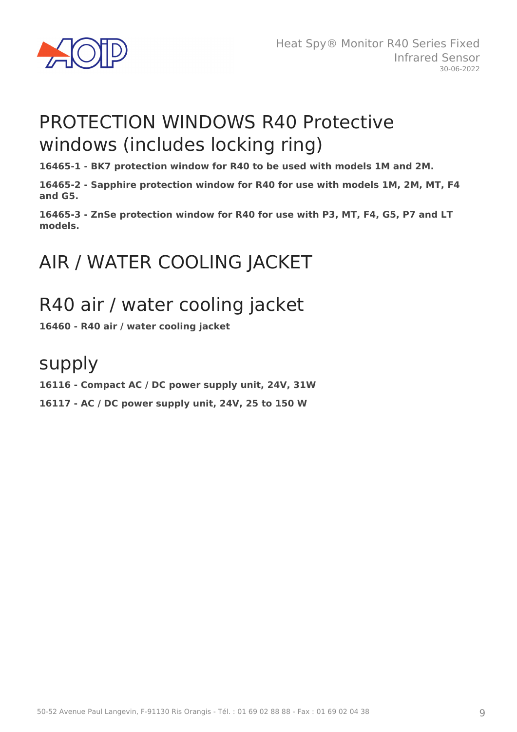# PROTECTION WINDOWS R40 Protective windows (includes locking ring)

**16465-1 - BK7 protection window for R40 to be used with models 1M and 2M.**

**16465-2 - Sapphire protection window for R40 for use with models 1M, 2M, MT, F4 and G5.**

**16465-3 - ZnSe protection window for R40 for use with P3, MT, F4, G5, P7 and LT models.**

# AIR / WATER COOLING JACKET

## R40 air / water cooling jacket

**16460 - R40 air / water cooling jacket**

## supply

**16116 - Compact AC / DC power supply unit, 24V, 31W**

**16117 - AC / DC power supply unit, 24V, 25 to 150 W**